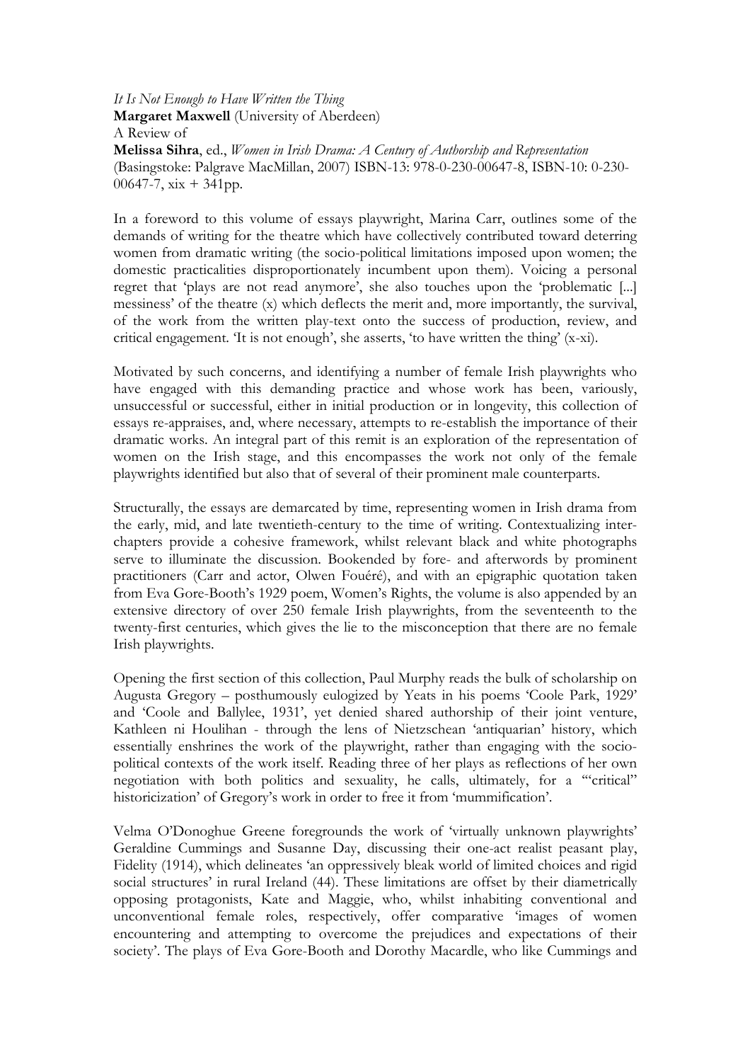*It Is Not Enough to Have Written the Thing*
**Margaret Maxwell** (University of Aberdeen)
A Review of
**Melissa Sihra**, ed., *Women in Irish Drama: A Century of Authorship and Representation* (Basingstoke: Palgrave MacMillan, 2007) ISBN-13: 978-0-230-00647-8, ISBN-10: 0-230-00647-7, xix + 341pp.

In a foreword to this volume of essays playwright, Marina Carr, outlines some of the demands of writing for the theatre which have collectively contributed toward deterring women from dramatic writing (the socio-political limitations imposed upon women; the domestic practicalities disproportionately incumbent upon them). Voicing a personal regret that 'plays are not read anymore', she also touches upon the 'problematic [...] messiness' of the theatre (x) which deflects the merit and, more importantly, the survival, of the work from the written play-text onto the success of production, review, and critical engagement. 'It is not enough', she asserts, 'to have written the thing' (x-xi).

Motivated by such concerns, and identifying a number of female Irish playwrights who have engaged with this demanding practice and whose work has been, variously, unsuccessful or successful, either in initial production or in longevity, this collection of essays re-appraises, and, where necessary, attempts to re-establish the importance of their dramatic works. An integral part of this remit is an exploration of the representation of women on the Irish stage, and this encompasses the work not only of the female playwrights identified but also that of several of their prominent male counterparts.

Structurally, the essays are demarcated by time, representing women in Irish drama from the early, mid, and late twentieth-century to the time of writing. Contextualizing inter-chapters provide a cohesive framework, whilst relevant black and white photographs serve to illuminate the discussion. Bookended by fore- and afterwords by prominent practitioners (Carr and actor, Olwen Fouéré), and with an epigraphic quotation taken from Eva Gore-Booth's 1929 poem, Women's Rights, the volume is also appended by an extensive directory of over 250 female Irish playwrights, from the seventeenth to the twenty-first centuries, which gives the lie to the misconception that there are no female Irish playwrights.

Opening the first section of this collection, Paul Murphy reads the bulk of scholarship on Augusta Gregory – posthumously eulogized by Yeats in his poems 'Coole Park, 1929' and 'Coole and Ballylee, 1931', yet denied shared authorship of their joint venture, Kathleen ni Houlihan - through the lens of Nietzschean 'antiquarian' history, which essentially enshrines the work of the playwright, rather than engaging with the socio-political contexts of the work itself. Reading three of her plays as reflections of her own negotiation with both politics and sexuality, he calls, ultimately, for a '"critical" historicization' of Gregory's work in order to free it from 'mummification'.

Velma O'Donoghue Greene foregrounds the work of 'virtually unknown playwrights' Geraldine Cummings and Susanne Day, discussing their one-act realist peasant play, Fidelity (1914), which delineates 'an oppressively bleak world of limited choices and rigid social structures' in rural Ireland (44). These limitations are offset by their diametrically opposing protagonists, Kate and Maggie, who, whilst inhabiting conventional and unconventional female roles, respectively, offer comparative 'images of women encountering and attempting to overcome the prejudices and expectations of their society'. The plays of Eva Gore-Booth and Dorothy Macardle, who like Cummings and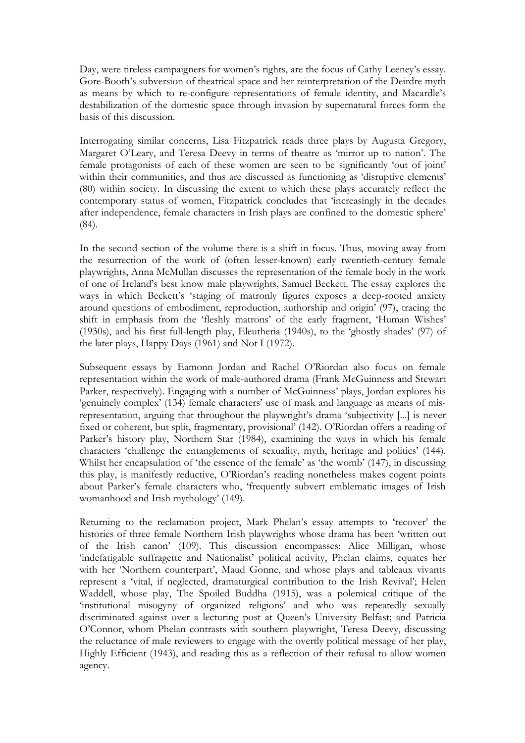Day, were tireless campaigners for women's rights, are the focus of Cathy Leeney's essay. Gore-Booth's subversion of theatrical space and her reinterpretation of the Deirdre myth as means by which to re-configure representations of female identity, and Macardle's destabilization of the domestic space through invasion by supernatural forces form the basis of this discussion.

Interrogating similar concerns, Lisa Fitzpatrick reads three plays by Augusta Gregory, Margaret O'Leary, and Teresa Deevy in terms of theatre as 'mirror up to nation'. The female protagonists of each of these women are seen to be significantly 'out of joint' within their communities, and thus are discussed as functioning as 'disruptive elements' (80) within society. In discussing the extent to which these plays accurately reflect the contemporary status of women, Fitzpatrick concludes that 'increasingly in the decades after independence, female characters in Irish plays are confined to the domestic sphere' (84).

In the second section of the volume there is a shift in focus. Thus, moving away from the resurrection of the work of (often lesser-known) early twentieth-century female playwrights, Anna McMullan discusses the representation of the female body in the work of one of Ireland's best know male playwrights, Samuel Beckett. The essay explores the ways in which Beckett's 'staging of matronly figures exposes a deep-rooted anxiety around questions of embodiment, reproduction, authorship and origin' (97), tracing the shift in emphasis from the 'fleshly matrons' of the early fragment, 'Human Wishes' (1930s), and his first full-length play, Eleutheria (1940s), to the 'ghostly shades' (97) of the later plays, Happy Days (1961) and Not I (1972).

Subsequent essays by Eamonn Jordan and Rachel O'Riordan also focus on female representation within the work of male-authored drama (Frank McGuinness and Stewart Parker, respectively). Engaging with a number of McGuinness' plays, Jordan explores his 'genuinely complex' (134) female characters' use of mask and language as means of mis-representation, arguing that throughout the playwright's drama 'subjectivity [...] is never fixed or coherent, but split, fragmentary, provisional' (142). O'Riordan offers a reading of Parker's history play, Northern Star (1984), examining the ways in which his female characters 'challenge the entanglements of sexuality, myth, heritage and politics' (144). Whilst her encapsulation of 'the essence of the female' as 'the womb' (147), in discussing this play, is manifestly reductive, O'Riordan's reading nonetheless makes cogent points about Parker's female characters who, 'frequently subvert emblematic images of Irish womanhood and Irish mythology' (149).

Returning to the reclamation project, Mark Phelan's essay attempts to 'recover' the histories of three female Northern Irish playwrights whose drama has been 'written out of the Irish canon' (109). This discussion encompasses: Alice Milligan, whose 'indefatigable suffragette and Nationalist' political activity, Phelan claims, equates her with her 'Northern counterpart', Maud Gonne, and whose plays and tableaux vivants represent a 'vital, if neglected, dramaturgical contribution to the Irish Revival'; Helen Waddell, whose play, The Spoiled Buddha (1915), was a polemical critique of the 'institutional misogyny of organized religions' and who was repeatedly sexually discriminated against over a lecturing post at Queen's University Belfast; and Patricia O'Connor, whom Phelan contrasts with southern playwright, Teresa Deevy, discussing the reluctance of male reviewers to engage with the overtly political message of her play, Highly Efficient (1943), and reading this as a reflection of their refusal to allow women agency.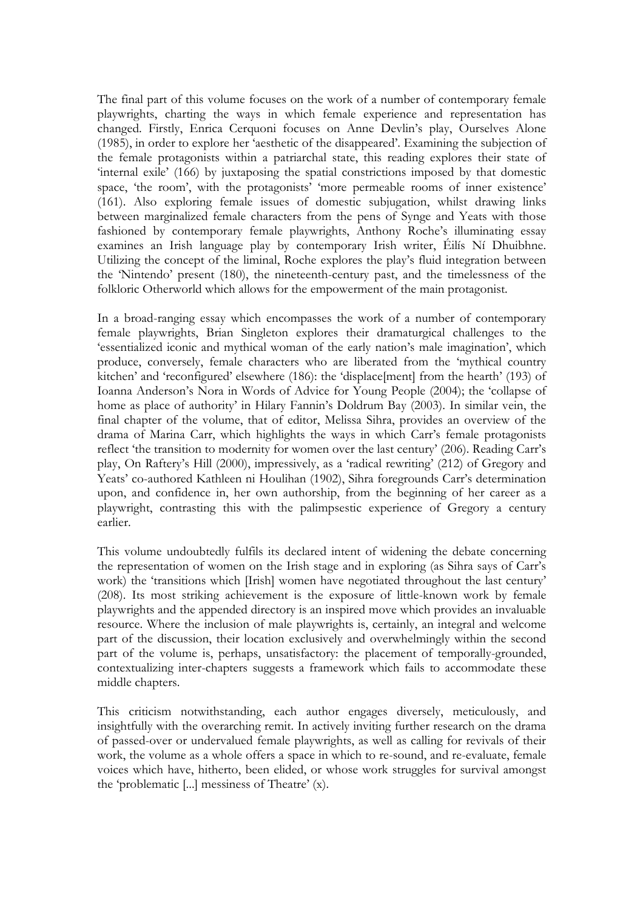The final part of this volume focuses on the work of a number of contemporary female playwrights, charting the ways in which female experience and representation has changed. Firstly, Enrica Cerquoni focuses on Anne Devlin's play, Ourselves Alone (1985), in order to explore her 'aesthetic of the disappeared'. Examining the subjection of the female protagonists within a patriarchal state, this reading explores their state of 'internal exile' (166) by juxtaposing the spatial constrictions imposed by that domestic space, 'the room', with the protagonists' 'more permeable rooms of inner existence' (161). Also exploring female issues of domestic subjugation, whilst drawing links between marginalized female characters from the pens of Synge and Yeats with those fashioned by contemporary female playwrights, Anthony Roche's illuminating essay examines an Irish language play by contemporary Irish writer, Éilís Ní Dhuibhne. Utilizing the concept of the liminal, Roche explores the play's fluid integration between the 'Nintendo' present (180), the nineteenth-century past, and the timelessness of the folkloric Otherworld which allows for the empowerment of the main protagonist.

In a broad-ranging essay which encompasses the work of a number of contemporary female playwrights, Brian Singleton explores their dramaturgical challenges to the 'essentialized iconic and mythical woman of the early nation's male imagination', which produce, conversely, female characters who are liberated from the 'mythical country kitchen' and 'reconfigured' elsewhere (186): the 'displace[ment] from the hearth' (193) of Ioanna Anderson's Nora in Words of Advice for Young People (2004); the 'collapse of home as place of authority' in Hilary Fannin's Doldrum Bay (2003). In similar vein, the final chapter of the volume, that of editor, Melissa Sihra, provides an overview of the drama of Marina Carr, which highlights the ways in which Carr's female protagonists reflect 'the transition to modernity for women over the last century' (206). Reading Carr's play, On Raftery's Hill (2000), impressively, as a 'radical rewriting' (212) of Gregory and Yeats' co-authored Kathleen ni Houlihan (1902), Sihra foregrounds Carr's determination upon, and confidence in, her own authorship, from the beginning of her career as a playwright, contrasting this with the palimpsestic experience of Gregory a century earlier.

This volume undoubtedly fulfils its declared intent of widening the debate concerning the representation of women on the Irish stage and in exploring (as Sihra says of Carr's work) the 'transitions which [Irish] women have negotiated throughout the last century' (208). Its most striking achievement is the exposure of little-known work by female playwrights and the appended directory is an inspired move which provides an invaluable resource. Where the inclusion of male playwrights is, certainly, an integral and welcome part of the discussion, their location exclusively and overwhelmingly within the second part of the volume is, perhaps, unsatisfactory: the placement of temporally-grounded, contextualizing inter-chapters suggests a framework which fails to accommodate these middle chapters.

This criticism notwithstanding, each author engages diversely, meticulously, and insightfully with the overarching remit. In actively inviting further research on the drama of passed-over or undervalued female playwrights, as well as calling for revivals of their work, the volume as a whole offers a space in which to re-sound, and re-evaluate, female voices which have, hitherto, been elided, or whose work struggles for survival amongst the 'problematic [...] messiness of Theatre' (x).